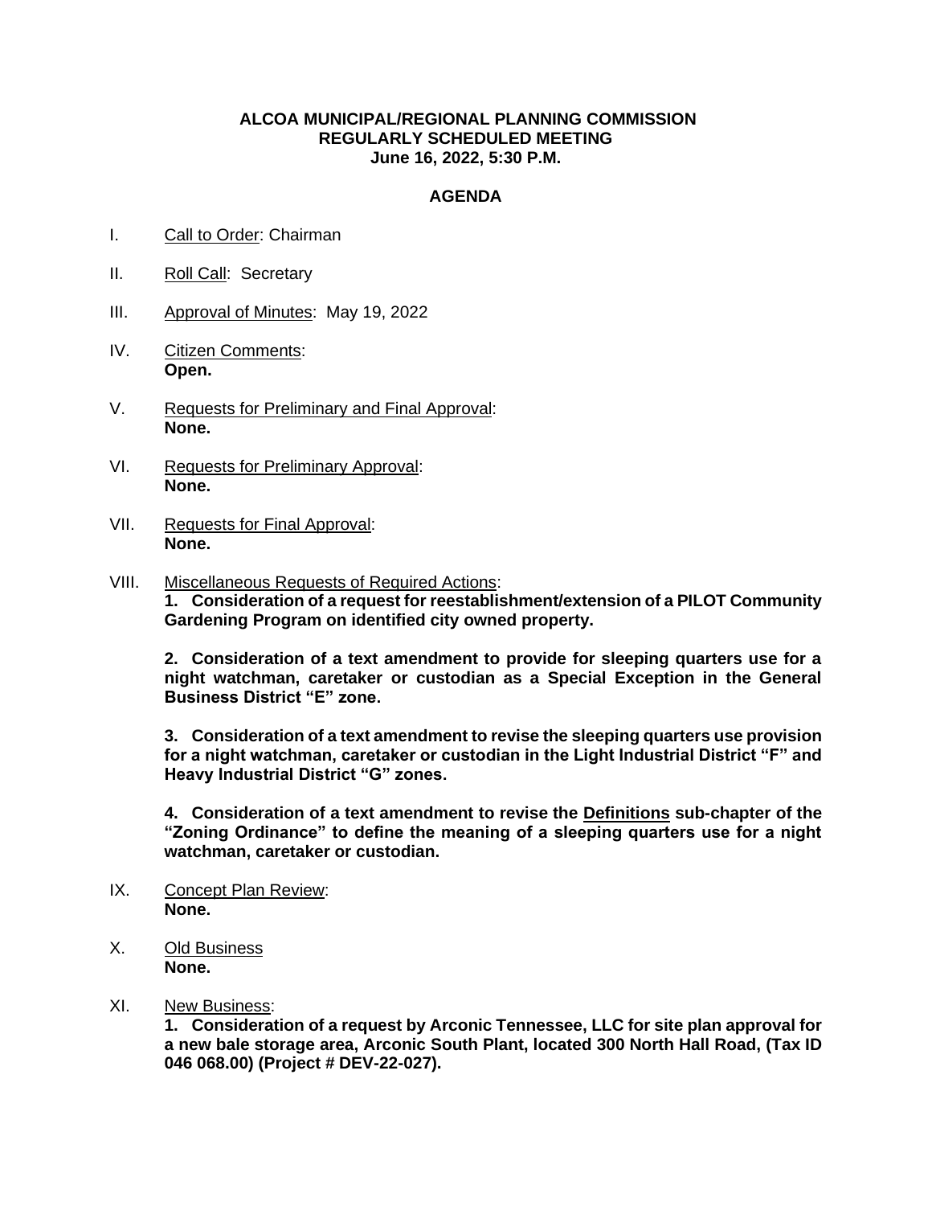**ALCOA MUNICIPAL/REGIONAL PLANNING COMMISSION**
**REGULARLY SCHEDULED MEETING**
**June 16, 2022, 5:30 P.M.**

**AGENDA**

I. Call to Order: Chairman

II. Roll Call: Secretary

III. Approval of Minutes: May 19, 2022

IV. Citizen Comments:
**Open.**

V. Requests for Preliminary and Final Approval:
**None.**

VI. Requests for Preliminary Approval:
**None.**

VII. Requests for Final Approval:
**None.**

VIII. Miscellaneous Requests of Required Actions:

**1. Consideration of a request for reestablishment/extension of a PILOT Community Gardening Program on identified city owned property.**

**2. Consideration of a text amendment to provide for sleeping quarters use for a night watchman, caretaker or custodian as a Special Exception in the General Business District "E" zone.**

**3. Consideration of a text amendment to revise the sleeping quarters use provision for a night watchman, caretaker or custodian in the Light Industrial District "F" and Heavy Industrial District "G" zones.**

**4. Consideration of a text amendment to revise the Definitions sub-chapter of the "Zoning Ordinance" to define the meaning of a sleeping quarters use for a night watchman, caretaker or custodian.**

IX. Concept Plan Review:
**None.**

X. Old Business
**None.**

XI. New Business:

**1. Consideration of a request by Arconic Tennessee, LLC for site plan approval for a new bale storage area, Arconic South Plant, located 300 North Hall Road, (Tax ID 046 068.00) (Project # DEV-22-027).**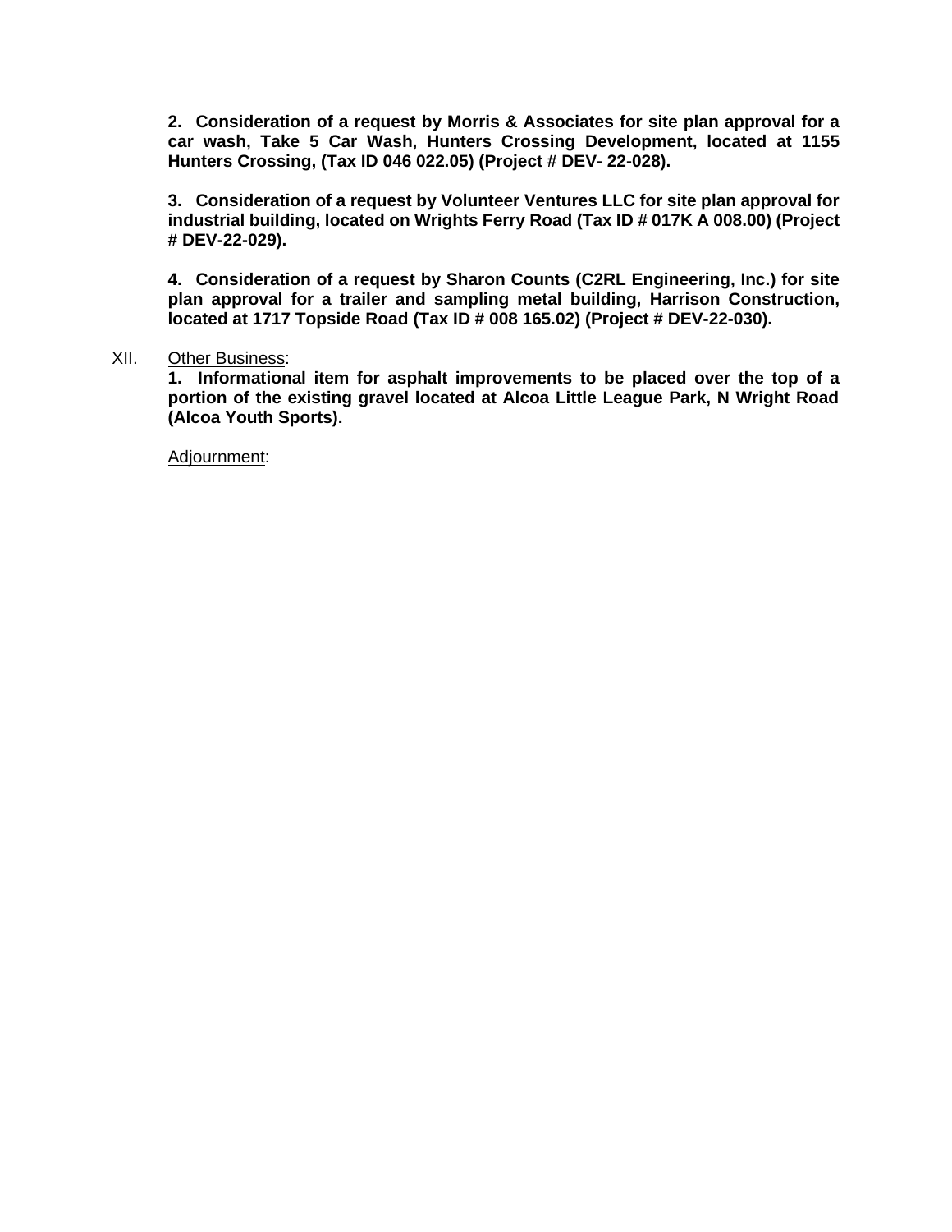**2. Consideration of a request by Morris & Associates for site plan approval for a car wash, Take 5 Car Wash, Hunters Crossing Development, located at 1155 Hunters Crossing, (Tax ID 046 022.05) (Project # DEV- 22-028).**

**3. Consideration of a request by Volunteer Ventures LLC for site plan approval for industrial building, located on Wrights Ferry Road (Tax ID # 017K A 008.00) (Project # DEV-22-029).**

**4. Consideration of a request by Sharon Counts (C2RL Engineering, Inc.) for site plan approval for a trailer and sampling metal building, Harrison Construction, located at 1717 Topside Road (Tax ID # 008 165.02) (Project # DEV-22-030).**

XII. <u>Other Business</u>:

**1. Informational item for asphalt improvements to be placed over the top of a portion of the existing gravel located at Alcoa Little League Park, N Wright Road (Alcoa Youth Sports).**

<u>Adjournment</u>: